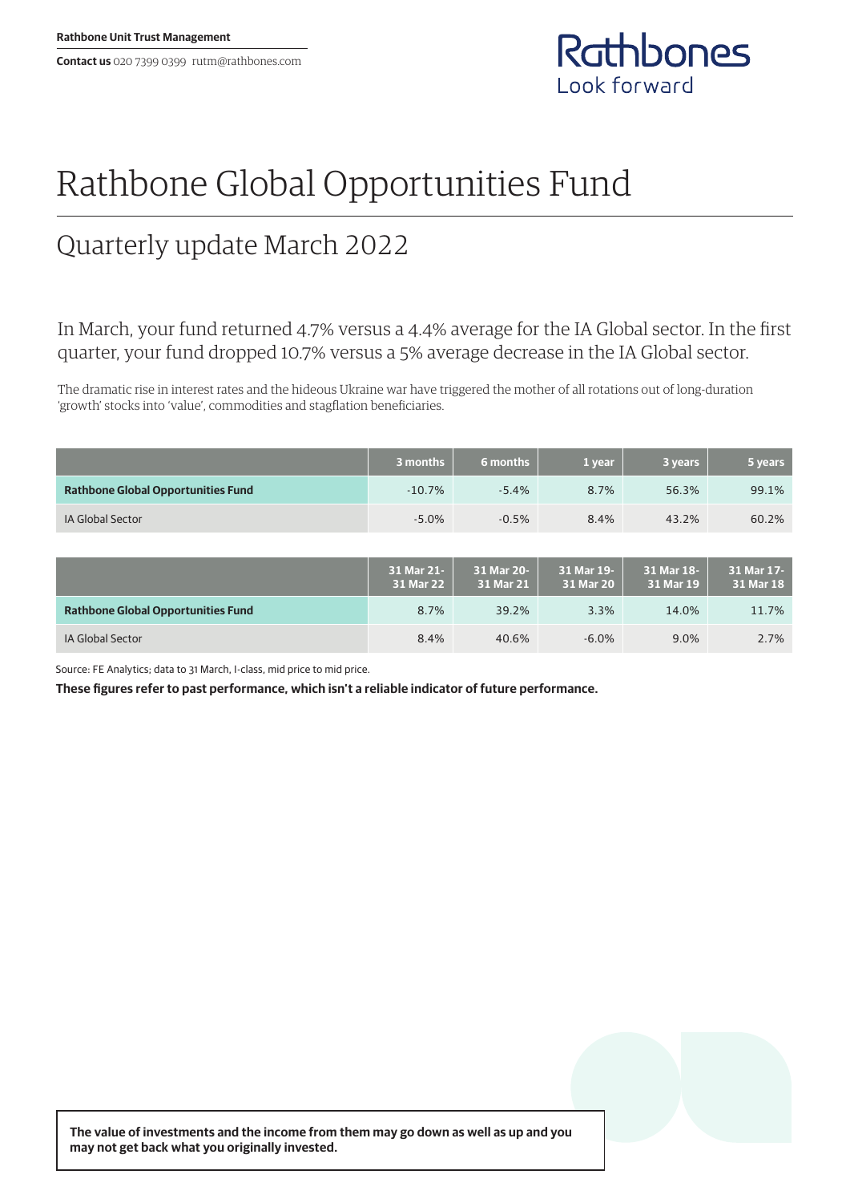Rathbone Unit Trust Management

**Contact us** 020 7399 0399 rutm@rathbones.com

Rathbones
Look forward

# Rathbone Global Opportunities Fund

## Quarterly update March 2022

In March, your fund returned 4.7% versus a 4.4% average for the IA Global sector. In the first quarter, your fund dropped 10.7% versus a 5% average decrease in the IA Global sector.

The dramatic rise in interest rates and the hideous Ukraine war have triggered the mother of all rotations out of long-duration 'growth' stocks into 'value', commodities and stagflation beneficiaries.

| | 3 months | 6 months | 1 year | 3 years | 5 years |
|---|---|---|---|---|---|
| **Rathbone Global Opportunities Fund** | -10.7% | -5.4% | 8.7% | 56.3% | 99.1% |
| IA Global Sector | -5.0% | -0.5% | 8.4% | 43.2% | 60.2% |

| | 31 Mar 21-31 Mar 22 | 31 Mar 20-31 Mar 21 | 31 Mar 19-31 Mar 20 | 31 Mar 18-31 Mar 19 | 31 Mar 17-31 Mar 18 |
|---|---|---|---|---|---|
| **Rathbone Global Opportunities Fund** | 8.7% | 39.2% | 3.3% | 14.0% | 11.7% |
| IA Global Sector | 8.4% | 40.6% | -6.0% | 9.0% | 2.7% |

Source: FE Analytics; data to 31 March, I-class, mid price to mid price.

**These figures refer to past performance, which isn't a reliable indicator of future performance.**

**The value of investments and the income from them may go down as well as up and you may not get back what you originally invested.**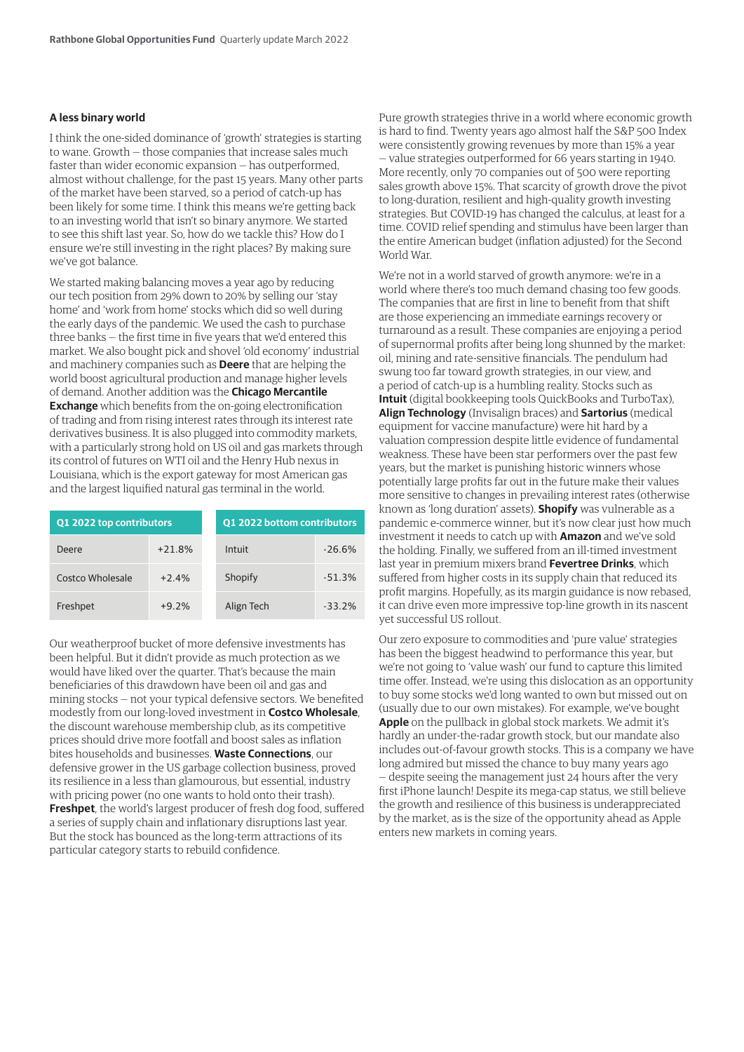### A less binary world

I think the one-sided dominance of 'growth' strategies is starting to wane. Growth – those companies that increase sales much faster than wider economic expansion – has outperformed, almost without challenge, for the past 15 years. Many other parts of the market have been starved, so a period of catch-up has been likely for some time. I think this means we're getting back to an investing world that isn't so binary anymore. We started to see this shift last year. So, how do we tackle this? How do I ensure we're still investing in the right places? By making sure we've got balance.

We started making balancing moves a year ago by reducing our tech position from 29% down to 20% by selling our 'stay home' and 'work from home' stocks which did so well during the early days of the pandemic. We used the cash to purchase three banks – the first time in five years that we'd entered this market. We also bought pick and shovel 'old economy' industrial and machinery companies such as **Deere** that are helping the world boost agricultural production and manage higher levels of demand. Another addition was the **Chicago Mercantile Exchange** which benefits from the on-going electronification of trading and from rising interest rates through its interest rate derivatives business. It is also plugged into commodity markets, with a particularly strong hold on US oil and gas markets through its control of futures on WTI oil and the Henry Hub nexus in Louisiana, which is the export gateway for most American gas and the largest liquified natural gas terminal in the world.

| Q1 2022 top contributors | |
|---|---|
| Deere | +21.8% |
| Costco Wholesale | +2.4% |
| Freshpet | +9.2% |

| Q1 2022 bottom contributors | |
|---|---|
| Intuit | -26.6% |
| Shopify | -51.3% |
| Align Tech | -33.2% |

Our weatherproof bucket of more defensive investments has been helpful. But it didn't provide as much protection as we would have liked over the quarter. That's because the main beneficiaries of this drawdown have been oil and gas and mining stocks – not your typical defensive sectors. We benefited modestly from our long-loved investment in **Costco Wholesale**, the discount warehouse membership club, as its competitive prices should drive more footfall and boost sales as inflation bites households and businesses. **Waste Connections**, our defensive grower in the US garbage collection business, proved its resilience in a less than glamourous, but essential, industry with pricing power (no one wants to hold onto their trash). **Freshpet**, the world's largest producer of fresh dog food, suffered a series of supply chain and inflationary disruptions last year. But the stock has bounced as the long-term attractions of its particular category starts to rebuild confidence.

Pure growth strategies thrive in a world where economic growth is hard to find. Twenty years ago almost half the S&P 500 Index were consistently growing revenues by more than 15% a year – value strategies outperformed for 66 years starting in 1940. More recently, only 70 companies out of 500 were reporting sales growth above 15%. That scarcity of growth drove the pivot to long-duration, resilient and high-quality growth investing strategies. But COVID-19 has changed the calculus, at least for a time. COVID relief spending and stimulus have been larger than the entire American budget (inflation adjusted) for the Second World War.

We're not in a world starved of growth anymore: we're in a world where there's too much demand chasing too few goods. The companies that are first in line to benefit from that shift are those experiencing an immediate earnings recovery or turnaround as a result. These companies are enjoying a period of supernormal profits after being long shunned by the market: oil, mining and rate-sensitive financials. The pendulum had swung too far toward growth strategies, in our view, and a period of catch-up is a humbling reality. Stocks such as **Intuit** (digital bookkeeping tools QuickBooks and TurboTax), **Align Technology** (Invisalign braces) and **Sartorius** (medical equipment for vaccine manufacture) were hit hard by a valuation compression despite little evidence of fundamental weakness. These have been star performers over the past few years, but the market is punishing historic winners whose potentially large profits far out in the future make their values more sensitive to changes in prevailing interest rates (otherwise known as 'long duration' assets). **Shopify** was vulnerable as a pandemic e-commerce winner, but it's now clear just how much investment it needs to catch up with **Amazon** and we've sold the holding. Finally, we suffered from an ill-timed investment last year in premium mixers brand **Fevertree Drinks**, which suffered from higher costs in its supply chain that reduced its profit margins. Hopefully, as its margin guidance is now rebased, it can drive even more impressive top-line growth in its nascent yet successful US rollout.

Our zero exposure to commodities and 'pure value' strategies has been the biggest headwind to performance this year, but we're not going to 'value wash' our fund to capture this limited time offer. Instead, we're using this dislocation as an opportunity to buy some stocks we'd long wanted to own but missed out on (usually due to our own mistakes). For example, we've bought **Apple** on the pullback in global stock markets. We admit it's hardly an under-the-radar growth stock, but our mandate also includes out-of-favour growth stocks. This is a company we have long admired but missed the chance to buy many years ago – despite seeing the management just 24 hours after the very first iPhone launch! Despite its mega-cap status, we still believe the growth and resilience of this business is underappreciated by the market, as is the size of the opportunity ahead as Apple enters new markets in coming years.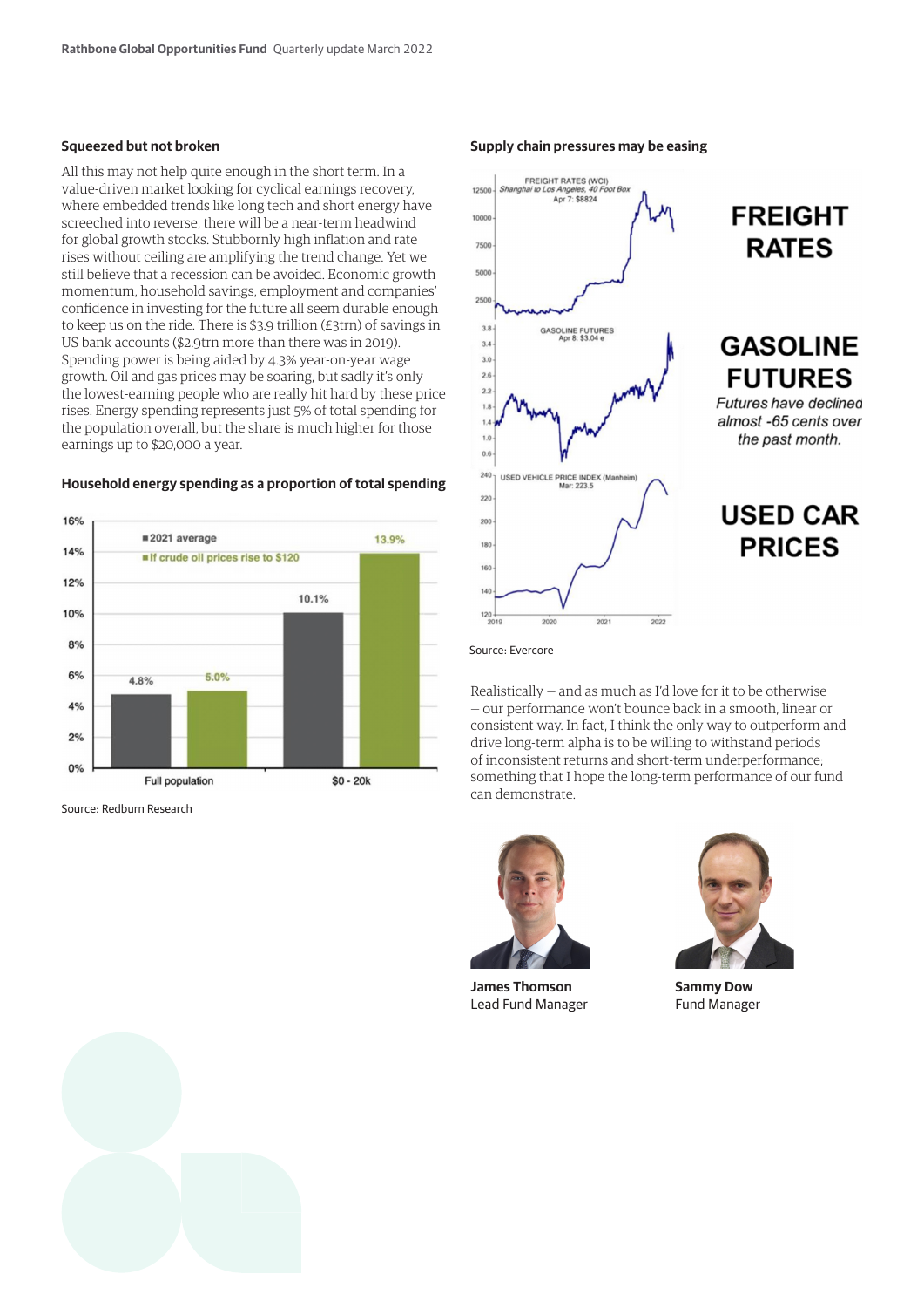## Squeezed but not broken

All this may not help quite enough in the short term. In a value-driven market looking for cyclical earnings recovery, where embedded trends like long tech and short energy have screeched into reverse, there will be a near-term headwind for global growth stocks. Stubbornly high inflation and rate rises without ceiling are amplifying the trend change. Yet we still believe that a recession can be avoided. Economic growth momentum, household savings, employment and companies' confidence in investing for the future all seem durable enough to keep us on the ride. There is $3.9 trillion (£3trn) of savings in US bank accounts ($2.9trn more than there was in 2019). Spending power is being aided by 4.3% year-on-year wage growth. Oil and gas prices may be soaring, but sadly it's only the lowest-earning people who are really hit hard by these price rises. Energy spending represents just 5% of total spending for the population overall, but the share is much higher for those earnings up to $20,000 a year.

### Household energy spending as a proportion of total spending

| | 2021 average | If crude oil prices rise to $120 |
|---|---|---|
| Full population | 4.8% | 5.0% |
| $0 - 20k | 10.1% | 13.9% |

Source: Redburn Research

### Supply chain pressures may be easing

**FREIGHT RATES** — FREIGHT RATES (WCI) Shanghai to Los Angeles, 40 Foot Box, Apr 7: $8824

**GASOLINE FUTURES** — GASOLINE FUTURES Apr 8: $3.04 e

*Futures have declined almost -65 cents over the past month.*

**USED CAR PRICES** — USED VEHICLE PRICE INDEX (Manheim) Mar: 223.5

Source: Evercore

Realistically – and as much as I'd love for it to be otherwise – our performance won't bounce back in a smooth, linear or consistent way. In fact, I think the only way to outperform and drive long-term alpha is to be willing to withstand periods of inconsistent returns and short-term underperformance; something that I hope the long-term performance of our fund can demonstrate.

**James Thomson**
Lead Fund Manager

**Sammy Dow**
Fund Manager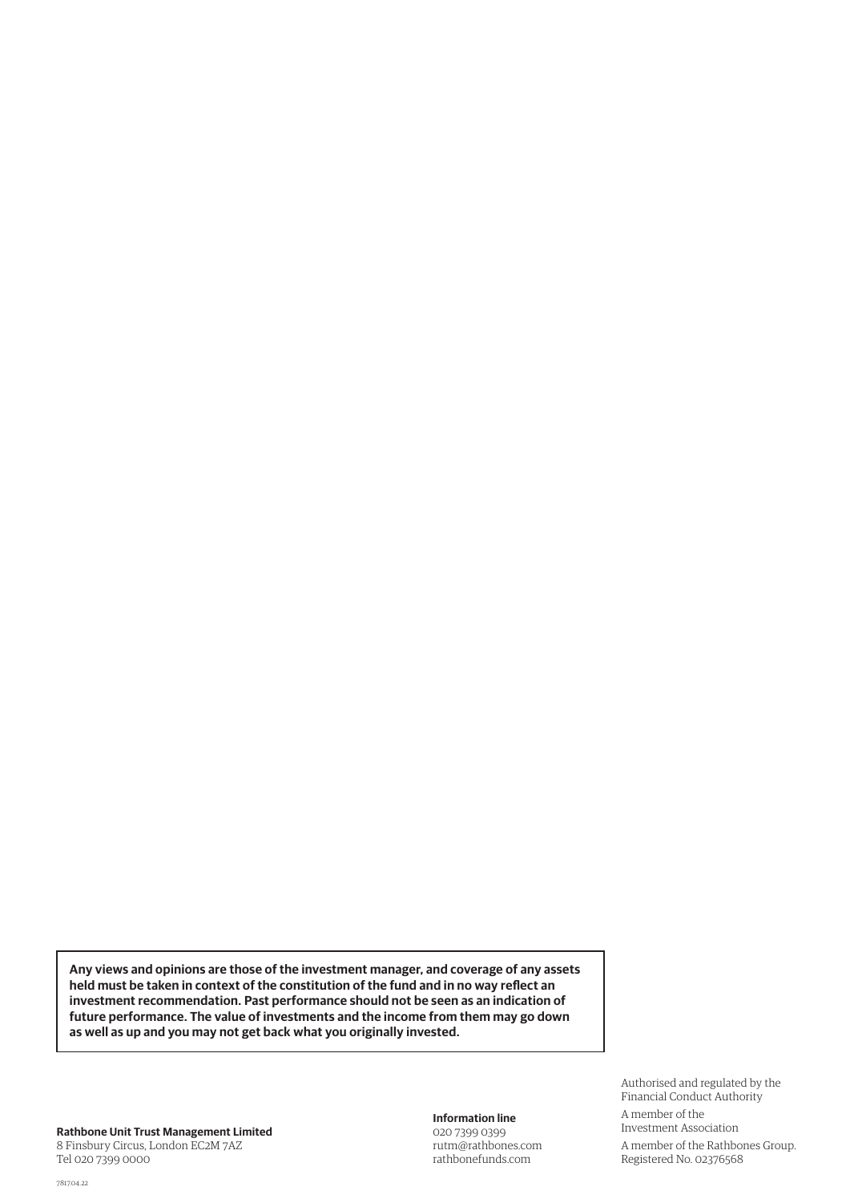**Any views and opinions are those of the investment manager, and coverage of any assets held must be taken in context of the constitution of the fund and in no way reflect an investment recommendation. Past performance should not be seen as an indication of future performance. The value of investments and the income from them may go down as well as up and you may not get back what you originally invested.**

**Rathbone Unit Trust Management Limited**
8 Finsbury Circus, London EC2M 7AZ
Tel 020 7399 0000

**Information line**
020 7399 0399
rutm@rathbones.com
rathbonefunds.com

Authorised and regulated by the Financial Conduct Authority

A member of the Investment Association

A member of the Rathbones Group. Registered No. 02376568

7817.04.22